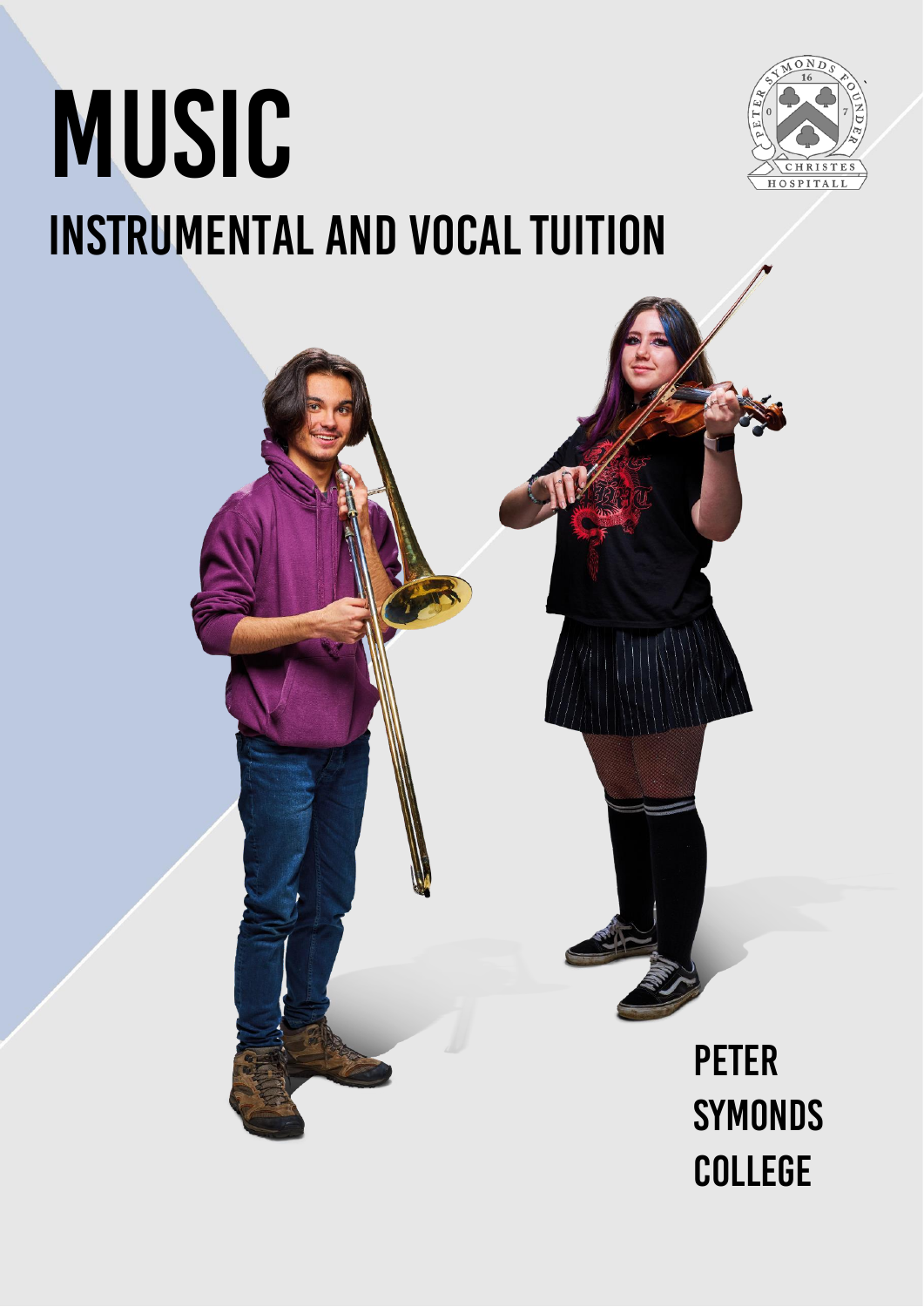# MUSIC

## INSTRUMENTAL AND VOCAL TUITION

PETER SYMONDS COLLEGE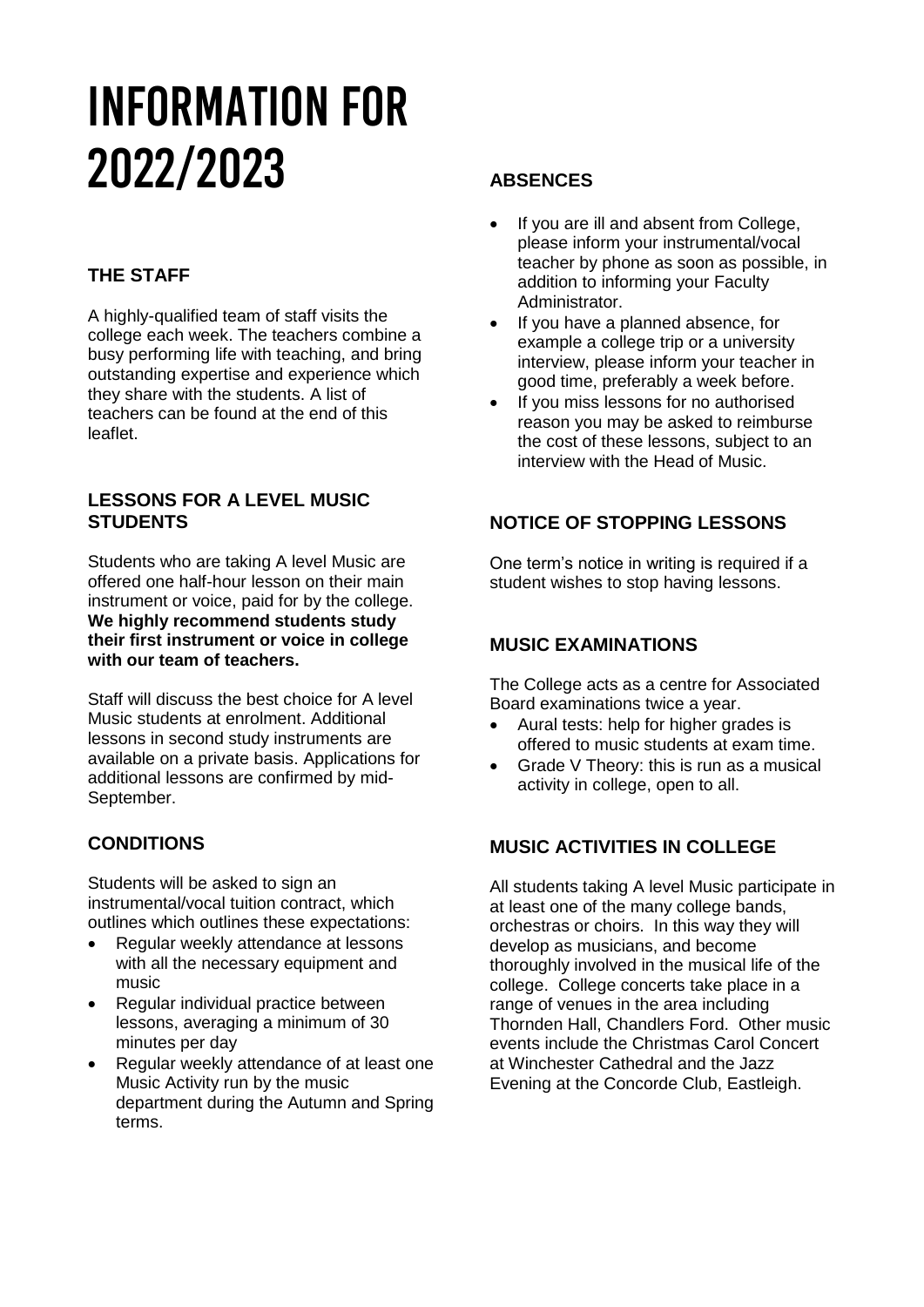# INFORMATION FOR 2022/2023

## THE STAFF

A highly-qualified team of staff visits the college each week. The teachers combine a busy performing life with teaching, and bring outstanding expertise and experience which they share with the students. A list of teachers can be found at the end of this leaflet.

## LESSONS FOR A LEVEL MUSIC STUDENTS

Students who are taking A level Music are offered one half-hour lesson on their main instrument or voice, paid for by the college. **We highly recommend students study their first instrument or voice in college with our team of teachers.**

Staff will discuss the best choice for A level Music students at enrolment. Additional lessons in second study instruments are available on a private basis. Applications for additional lessons are confirmed by mid-September.

## CONDITIONS

Students will be asked to sign an instrumental/vocal tuition contract, which outlines which outlines these expectations:

- Regular weekly attendance at lessons with all the necessary equipment and music
- Regular individual practice between lessons, averaging a minimum of 30 minutes per day
- Regular weekly attendance of at least one Music Activity run by the music department during the Autumn and Spring terms.

## ABSENCES

- If you are ill and absent from College, please inform your instrumental/vocal teacher by phone as soon as possible, in addition to informing your Faculty Administrator.
- If you have a planned absence, for example a college trip or a university interview, please inform your teacher in good time, preferably a week before.
- If you miss lessons for no authorised reason you may be asked to reimburse the cost of these lessons, subject to an interview with the Head of Music.

## NOTICE OF STOPPING LESSONS

One term's notice in writing is required if a student wishes to stop having lessons.

## MUSIC EXAMINATIONS

The College acts as a centre for Associated Board examinations twice a year.

- Aural tests: help for higher grades is offered to music students at exam time.
- Grade V Theory: this is run as a musical activity in college, open to all.

## MUSIC ACTIVITIES IN COLLEGE

All students taking A level Music participate in at least one of the many college bands, orchestras or choirs. In this way they will develop as musicians, and become thoroughly involved in the musical life of the college. College concerts take place in a range of venues in the area including Thornden Hall, Chandlers Ford. Other music events include the Christmas Carol Concert at Winchester Cathedral and the Jazz Evening at the Concorde Club, Eastleigh.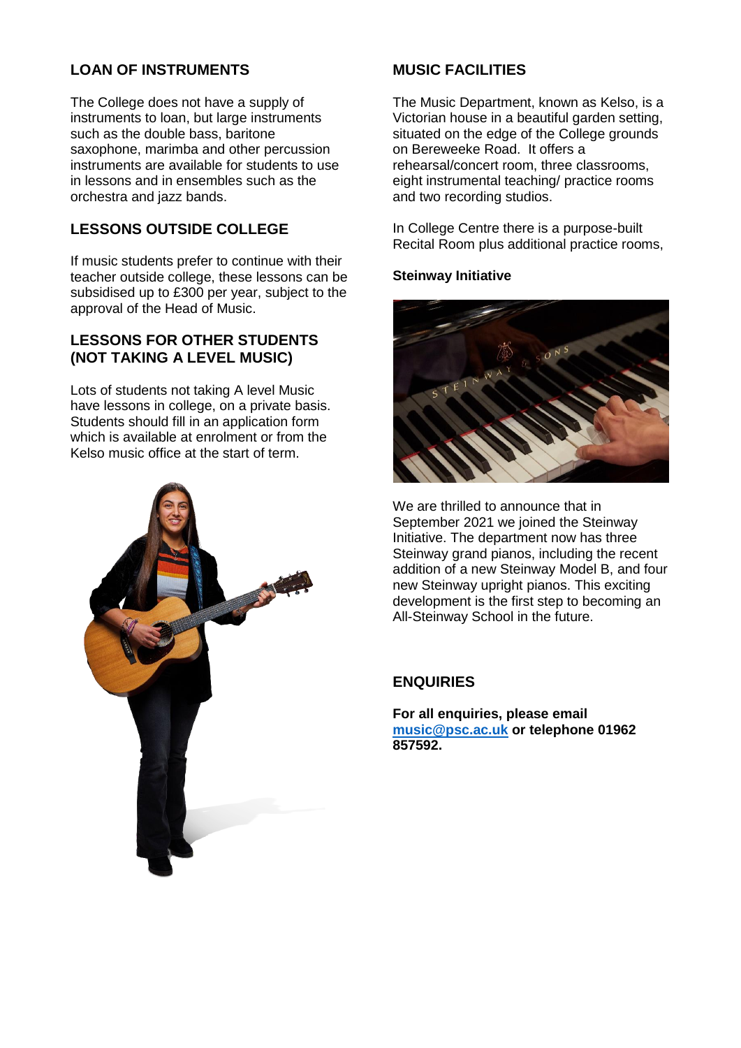## LOAN OF INSTRUMENTS

The College does not have a supply of instruments to loan, but large instruments such as the double bass, baritone saxophone, marimba and other percussion instruments are available for students to use in lessons and in ensembles such as the orchestra and jazz bands.

## LESSONS OUTSIDE COLLEGE

If music students prefer to continue with their teacher outside college, these lessons can be subsidised up to £300 per year, subject to the approval of the Head of Music.

## LESSONS FOR OTHER STUDENTS (NOT TAKING A LEVEL MUSIC)

Lots of students not taking A level Music have lessons in college, on a private basis. Students should fill in an application form which is available at enrolment or from the Kelso music office at the start of term.

## MUSIC FACILITIES

The Music Department, known as Kelso, is a Victorian house in a beautiful garden setting, situated on the edge of the College grounds on Bereweeke Road. It offers a rehearsal/concert room, three classrooms, eight instrumental teaching/ practice rooms and two recording studios.

In College Centre there is a purpose-built Recital Room plus additional practice rooms,

**Steinway Initiative**

We are thrilled to announce that in September 2021 we joined the Steinway Initiative. The department now has three Steinway grand pianos, including the recent addition of a new Steinway Model B, and four new Steinway upright pianos. This exciting development is the first step to becoming an All-Steinway School in the future.

## ENQUIRIES

**For all enquiries, please email music@psc.ac.uk or telephone 01962 857592.**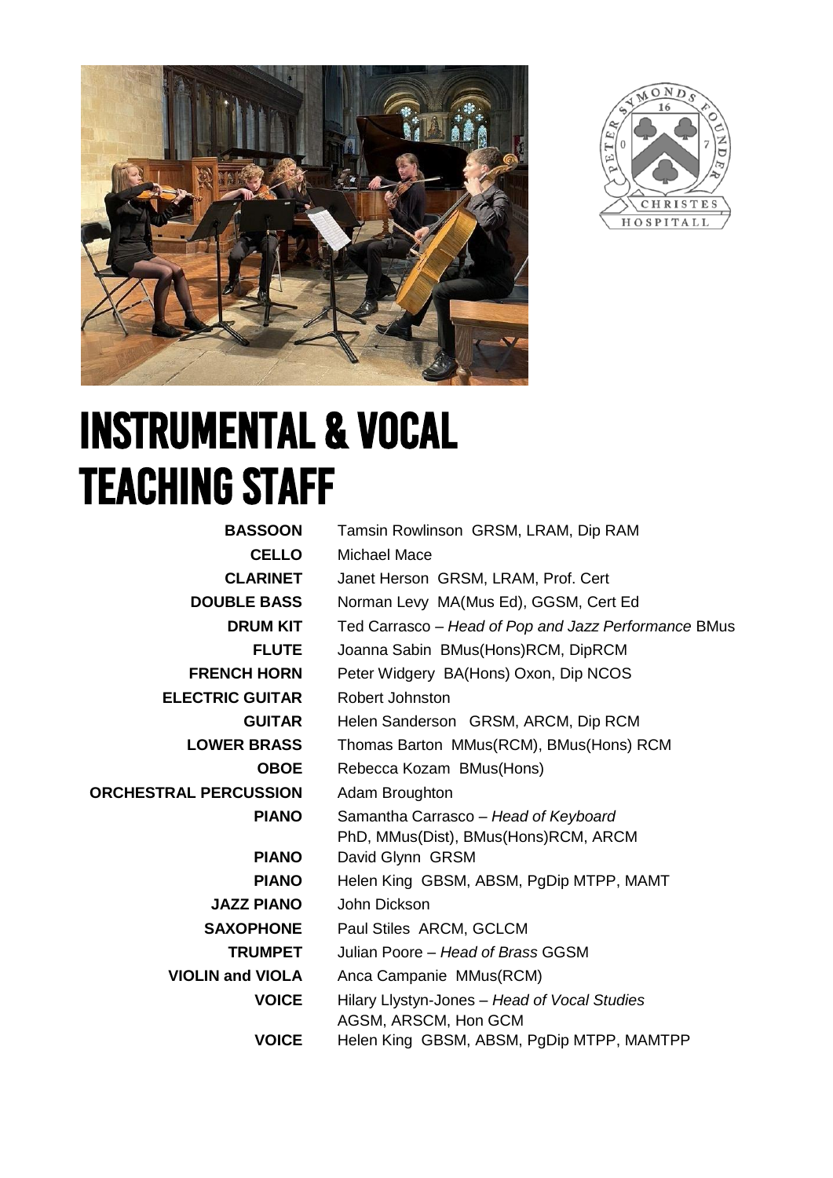# INSTRUMENTAL & VOCAL TEACHING STAFF

| | |
|---|---|
| **BASSOON** | Tamsin Rowlinson GRSM, LRAM, Dip RAM |
| **CELLO** | Michael Mace |
| **CLARINET** | Janet Herson GRSM, LRAM, Prof. Cert |
| **DOUBLE BASS** | Norman Levy MA(Mus Ed), GGSM, Cert Ed |
| **DRUM KIT** | Ted Carrasco – *Head of Pop and Jazz Performance* BMus |
| **FLUTE** | Joanna Sabin BMus(Hons)RCM, DipRCM |
| **FRENCH HORN** | Peter Widgery BA(Hons) Oxon, Dip NCOS |
| **ELECTRIC GUITAR** | Robert Johnston |
| **GUITAR** | Helen Sanderson GRSM, ARCM, Dip RCM |
| **LOWER BRASS** | Thomas Barton MMus(RCM), BMus(Hons) RCM |
| **OBOE** | Rebecca Kozam BMus(Hons) |
| **ORCHESTRAL PERCUSSION** | Adam Broughton |
| **PIANO** | Samantha Carrasco – *Head of Keyboard* PhD, MMus(Dist), BMus(Hons)RCM, ARCM |
| **PIANO** | David Glynn GRSM |
| **PIANO** | Helen King GBSM, ABSM, PgDip MTPP, MAMT |
| **JAZZ PIANO** | John Dickson |
| **SAXOPHONE** | Paul Stiles ARCM, GCLCM |
| **TRUMPET** | Julian Poore – *Head of Brass* GGSM |
| **VIOLIN and VIOLA** | Anca Campanie MMus(RCM) |
| **VOICE** | Hilary Llystyn-Jones – *Head of Vocal Studies* AGSM, ARSCM, Hon GCM |
| **VOICE** | Helen King GBSM, ABSM, PgDip MTPP, MAMTPP |